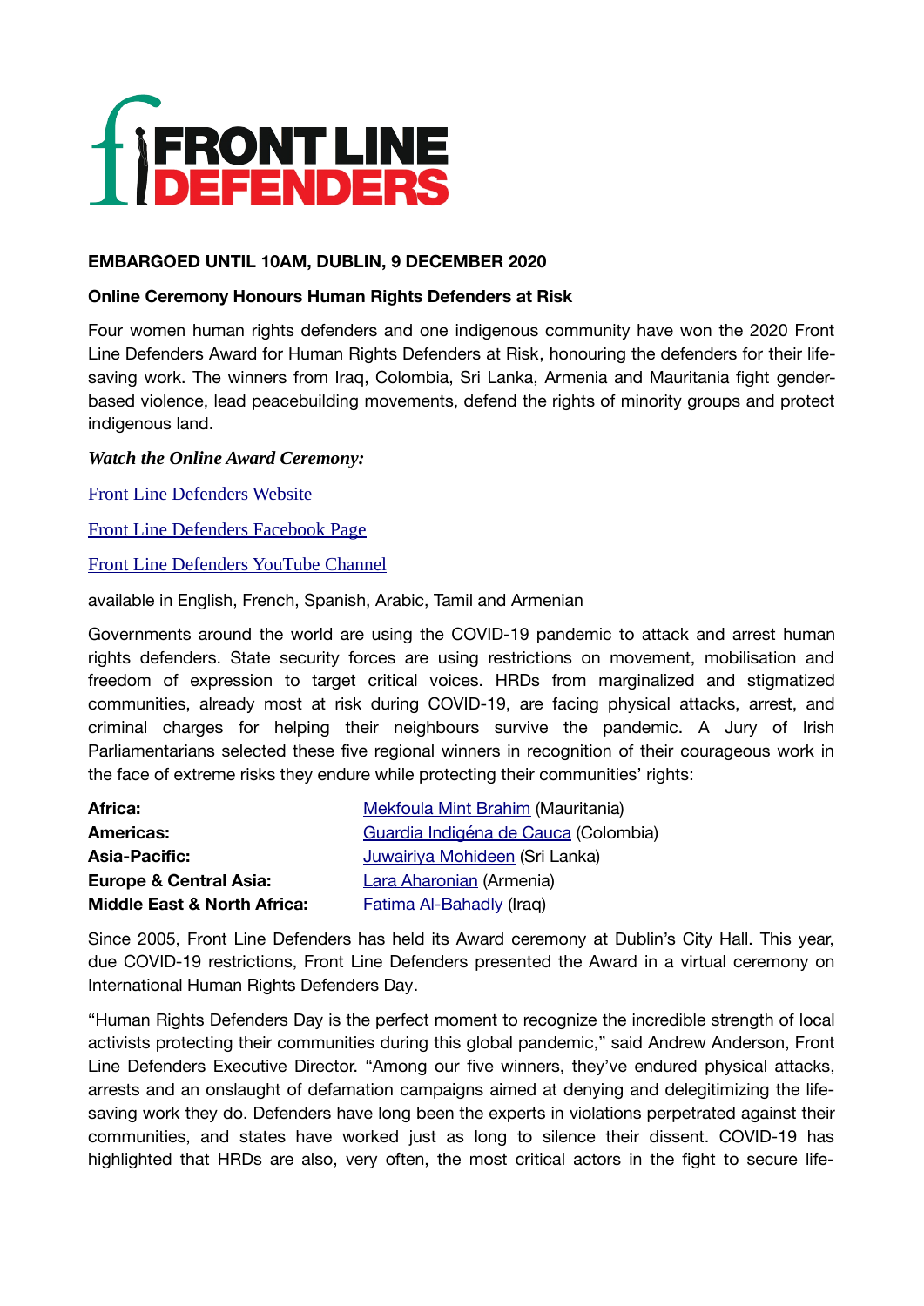# FRONT LINE DEFENDERS

**EMBARGOED UNTIL 10AM, DUBLIN, 9 DECEMBER 2020**

**Online Ceremony Honours Human Rights Defenders at Risk**

Four women human rights defenders and one indigenous community have won the 2020 Front Line Defenders Award for Human Rights Defenders at Risk, honouring the defenders for their life-saving work. The winners from Iraq, Colombia, Sri Lanka, Armenia and Mauritania fight gender-based violence, lead peacebuilding movements, defend the rights of minority groups and protect indigenous land.

***Watch the Online Award Ceremony:***

Front Line Defenders Website

Front Line Defenders Facebook Page

Front Line Defenders YouTube Channel

available in English, French, Spanish, Arabic, Tamil and Armenian

Governments around the world are using the COVID-19 pandemic to attack and arrest human rights defenders. State security forces are using restrictions on movement, mobilisation and freedom of expression to target critical voices. HRDs from marginalized and stigmatized communities, already most at risk during COVID-19, are facing physical attacks, arrest, and criminal charges for helping their neighbours survive the pandemic. A Jury of Irish Parliamentarians selected these five regional winners in recognition of their courageous work in the face of extreme risks they endure while protecting their communities' rights:

| | |
|---|---|
| **Africa:** | Mekfoula Mint Brahim (Mauritania) |
| **Americas:** | Guardia Indigéna de Cauca (Colombia) |
| **Asia-Pacific:** | Juwairiya Mohideen (Sri Lanka) |
| **Europe & Central Asia:** | Lara Aharonian (Armenia) |
| **Middle East & North Africa:** | Fatima Al-Bahadly (Iraq) |

Since 2005, Front Line Defenders has held its Award ceremony at Dublin's City Hall. This year, due COVID-19 restrictions, Front Line Defenders presented the Award in a virtual ceremony on International Human Rights Defenders Day.

"Human Rights Defenders Day is the perfect moment to recognize the incredible strength of local activists protecting their communities during this global pandemic," said Andrew Anderson, Front Line Defenders Executive Director. "Among our five winners, they've endured physical attacks, arrests and an onslaught of defamation campaigns aimed at denying and delegitimizing the life-saving work they do. Defenders have long been the experts in violations perpetrated against their communities, and states have worked just as long to silence their dissent. COVID-19 has highlighted that HRDs are also, very often, the most critical actors in the fight to secure life-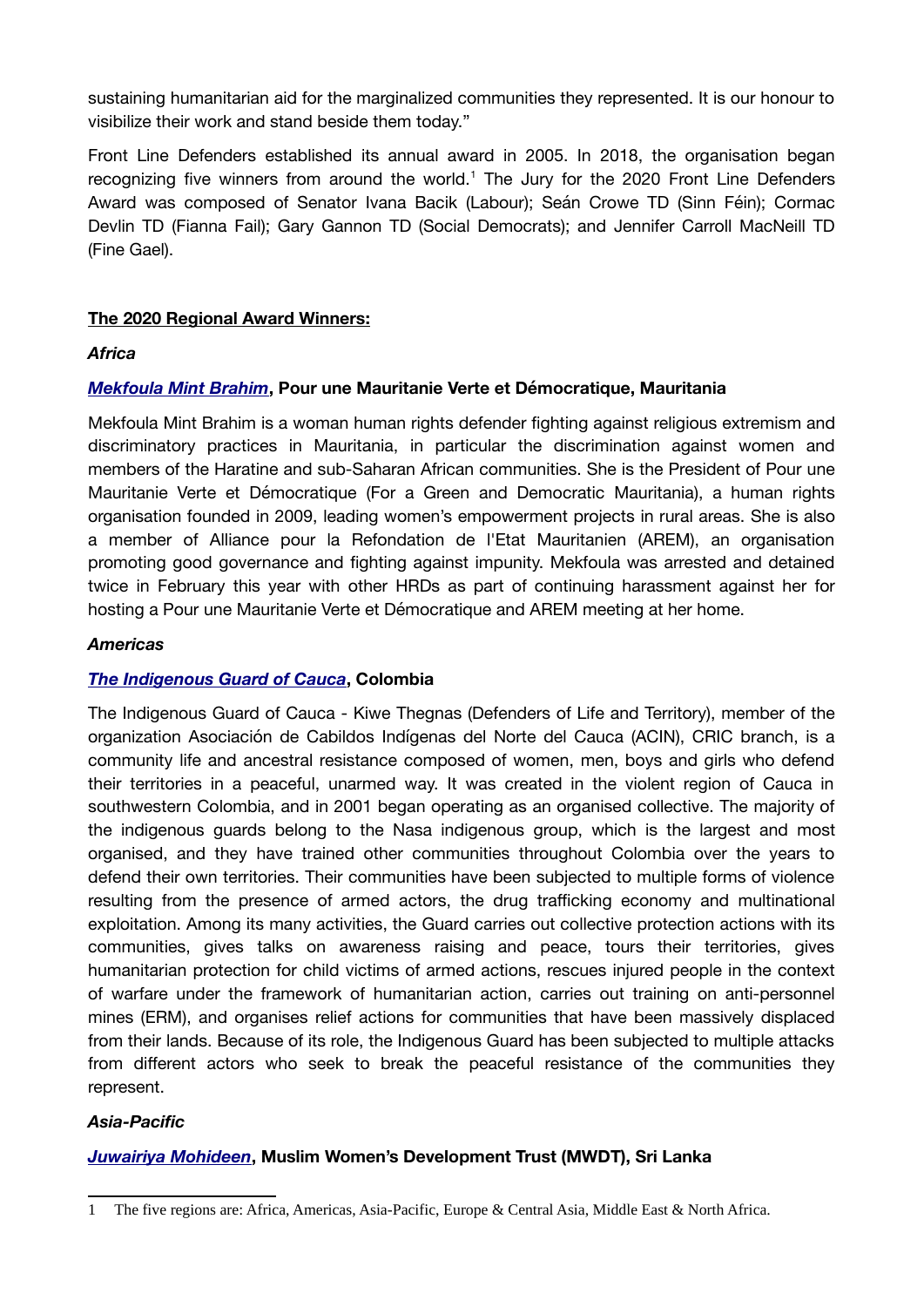sustaining humanitarian aid for the marginalized communities they represented. It is our honour to visibilize their work and stand beside them today."

Front Line Defenders established its annual award in 2005. In 2018, the organisation began recognizing five winners from around the world.[1] The Jury for the 2020 Front Line Defenders Award was composed of Senator Ivana Bacik (Labour); Seán Crowe TD (Sinn Féin); Cormac Devlin TD (Fianna Fail); Gary Gannon TD (Social Democrats); and Jennifer Carroll MacNeill TD (Fine Gael).

## The 2020 Regional Award Winners:

### *Africa*

***Mekfoula Mint Brahim*, Pour une Mauritanie Verte et Démocratique, Mauritania**

Mekfoula Mint Brahim is a woman human rights defender fighting against religious extremism and discriminatory practices in Mauritania, in particular the discrimination against women and members of the Haratine and sub-Saharan African communities. She is the President of Pour une Mauritanie Verte et Démocratique (For a Green and Democratic Mauritania), a human rights organisation founded in 2009, leading women's empowerment projects in rural areas. She is also a member of Alliance pour la Refondation de l'Etat Mauritanien (AREM), an organisation promoting good governance and fighting against impunity. Mekfoula was arrested and detained twice in February this year with other HRDs as part of continuing harassment against her for hosting a Pour une Mauritanie Verte et Démocratique and AREM meeting at her home.

### *Americas*

***The Indigenous Guard of Cauca*, Colombia**

The Indigenous Guard of Cauca - Kiwe Thegnas (Defenders of Life and Territory), member of the organization Asociación de Cabildos Indígenas del Norte del Cauca (ACIN), CRIC branch, is a community life and ancestral resistance composed of women, men, boys and girls who defend their territories in a peaceful, unarmed way. It was created in the violent region of Cauca in southwestern Colombia, and in 2001 began operating as an organised collective. The majority of the indigenous guards belong to the Nasa indigenous group, which is the largest and most organised, and they have trained other communities throughout Colombia over the years to defend their own territories. Their communities have been subjected to multiple forms of violence resulting from the presence of armed actors, the drug trafficking economy and multinational exploitation. Among its many activities, the Guard carries out collective protection actions with its communities, gives talks on awareness raising and peace, tours their territories, gives humanitarian protection for child victims of armed actions, rescues injured people in the context of warfare under the framework of humanitarian action, carries out training on anti-personnel mines (ERM), and organises relief actions for communities that have been massively displaced from their lands. Because of its role, the Indigenous Guard has been subjected to multiple attacks from different actors who seek to break the peaceful resistance of the communities they represent.

### *Asia-Pacific*

***Juwairiya Mohideen*, Muslim Women's Development Trust (MWDT), Sri Lanka**

---

[1] The five regions are: Africa, Americas, Asia-Pacific, Europe & Central Asia, Middle East & North Africa.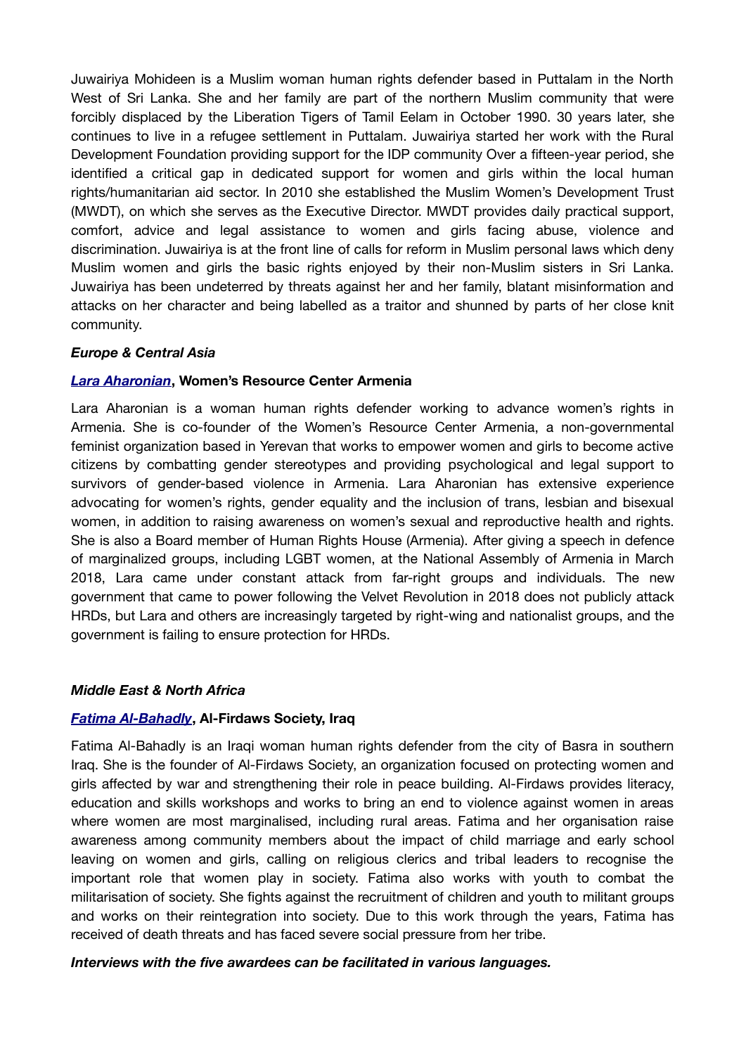Juwairiya Mohideen is a Muslim woman human rights defender based in Puttalam in the North West of Sri Lanka. She and her family are part of the northern Muslim community that were forcibly displaced by the Liberation Tigers of Tamil Eelam in October 1990. 30 years later, she continues to live in a refugee settlement in Puttalam. Juwairiya started her work with the Rural Development Foundation providing support for the IDP community Over a fifteen-year period, she identified a critical gap in dedicated support for women and girls within the local human rights/humanitarian aid sector. In 2010 she established the Muslim Women's Development Trust (MWDT), on which she serves as the Executive Director. MWDT provides daily practical support, comfort, advice and legal assistance to women and girls facing abuse, violence and discrimination. Juwairiya is at the front line of calls for reform in Muslim personal laws which deny Muslim women and girls the basic rights enjoyed by their non-Muslim sisters in Sri Lanka. Juwairiya has been undeterred by threats against her and her family, blatant misinformation and attacks on her character and being labelled as a traitor and shunned by parts of her close knit community.

***Europe & Central Asia***

***Lara Aharonian*, Women's Resource Center Armenia**

Lara Aharonian is a woman human rights defender working to advance women's rights in Armenia. She is co-founder of the Women's Resource Center Armenia, a non-governmental feminist organization based in Yerevan that works to empower women and girls to become active citizens by combatting gender stereotypes and providing psychological and legal support to survivors of gender-based violence in Armenia. Lara Aharonian has extensive experience advocating for women's rights, gender equality and the inclusion of trans, lesbian and bisexual women, in addition to raising awareness on women's sexual and reproductive health and rights. She is also a Board member of Human Rights House (Armenia). After giving a speech in defence of marginalized groups, including LGBT women, at the National Assembly of Armenia in March 2018, Lara came under constant attack from far-right groups and individuals. The new government that came to power following the Velvet Revolution in 2018 does not publicly attack HRDs, but Lara and others are increasingly targeted by right-wing and nationalist groups, and the government is failing to ensure protection for HRDs.

***Middle East & North Africa***

***Fatima Al-Bahadly*, Al-Firdaws Society, Iraq**

Fatima Al-Bahadly is an Iraqi woman human rights defender from the city of Basra in southern Iraq. She is the founder of Al-Firdaws Society, an organization focused on protecting women and girls affected by war and strengthening their role in peace building. Al-Firdaws provides literacy, education and skills workshops and works to bring an end to violence against women in areas where women are most marginalised, including rural areas. Fatima and her organisation raise awareness among community members about the impact of child marriage and early school leaving on women and girls, calling on religious clerics and tribal leaders to recognise the important role that women play in society. Fatima also works with youth to combat the militarisation of society. She fights against the recruitment of children and youth to militant groups and works on their reintegration into society. Due to this work through the years, Fatima has received of death threats and has faced severe social pressure from her tribe.

***Interviews with the five awardees can be facilitated in various languages.***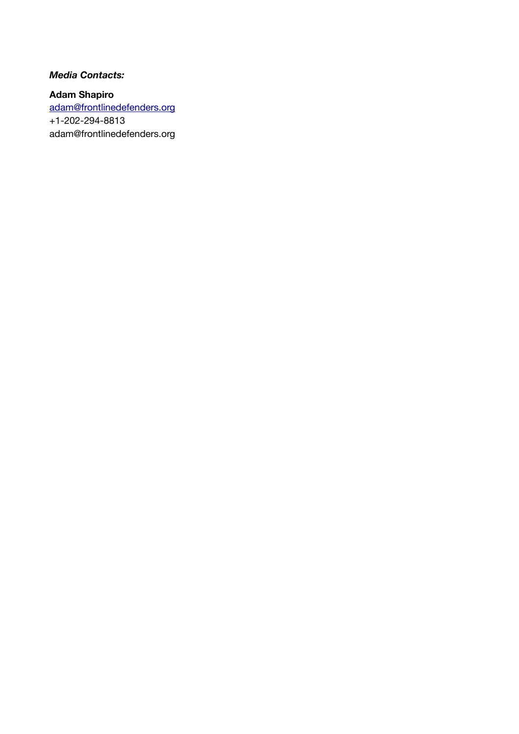***Media Contacts:***

**Adam Shapiro**
[adam@frontlinedefenders.org](mailto:adam@frontlinedefenders.org)
+1-202-294-8813
adam@frontlinedefenders.org